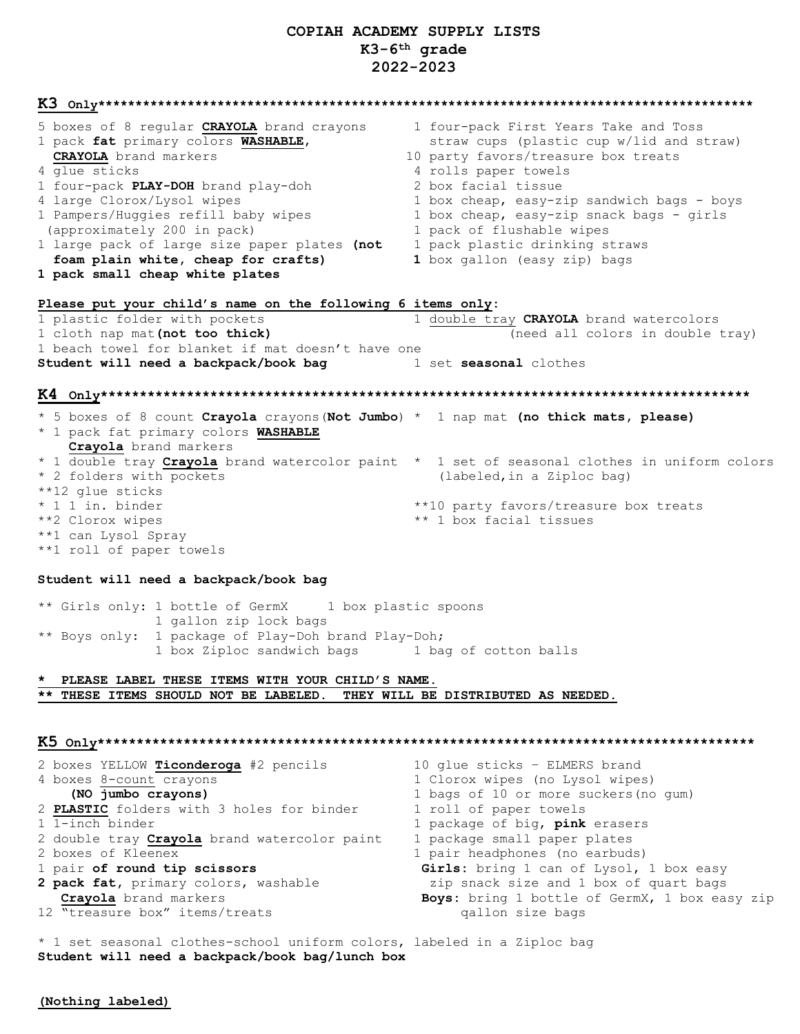# COPIAH ACADEMY SUPPLY LISTS
## K3-6th grade
## 2022-2023

## K3 Only*****************************************************************************

5 boxes of 8 regular **CRAYOLA** brand crayons
1 pack **fat** primary colors **WASHABLE**, **CRAYOLA** brand markers
4 glue sticks
1 four-pack **PLAY-DOH** brand play-doh
4 large Clorox/Lysol wipes
1 Pampers/Huggies refill baby wipes (approximately 200 in pack)
1 large pack of large size paper plates **(not foam plain white, cheap for crafts)**
**1 pack small cheap white plates**

1 four-pack First Years Take and Toss straw cups (plastic cup w/lid and straw)
10 party favors/treasure box treats
4 rolls paper towels
2 box facial tissue
1 box cheap, easy-zip sandwich bags - boys
1 box cheap, easy-zip snack bags - girls
1 pack of flushable wipes
1 pack plastic drinking straws
**1** box gallon (easy zip) bags

**Please put your child's name on the following 6 items only:**

1 plastic folder with pockets
1 cloth nap mat **(not too thick)**
1 beach towel for blanket if mat doesn't have one
**Student will need a backpack/book bag**

1 double tray **CRAYOLA** brand watercolors (need all colors in double tray)
1 set **seasonal** clothes

## K4 Only*****************************************************************************

* 5 boxes of 8 count **Crayola** crayons(**Not Jumbo**)
* 1 pack fat primary colors **WASHABLE** **Crayola** brand markers
* 1 double tray **Crayola** brand watercolor paint
* 2 folders with pockets
**12 glue sticks
* 1 1 in. binder
**2 Clorox wipes
**1 can Lysol Spray
**1 roll of paper towels

* 1 nap mat **(no thick mats, please)**
* 1 set of seasonal clothes in uniform colors (labeled,in a Ziploc bag)
**10 party favors/treasure box treats
** 1 box facial tissues

**Student will need a backpack/book bag**

** Girls only: 1 bottle of GermX     1 box plastic spoons
               1 gallon zip lock bags
** Boys only:  1 package of Play-Doh brand Play-Doh;
               1 box Ziploc sandwich bags     1 bag of cotton balls

**\*  PLEASE LABEL THESE ITEMS WITH YOUR CHILD'S NAME.**
**\*\* THESE ITEMS SHOULD NOT BE LABELED.  THEY WILL BE DISTRIBUTED AS NEEDED.**

## K5 Only*****************************************************************************

2 boxes YELLOW **Ticonderoga** #2 pencils
4 boxes 8-count crayons **(NO jumbo crayons)**
2 **PLASTIC** folders with 3 holes for binder
1 1-inch binder
2 double tray **Crayola** brand watercolor paint
2 boxes of Kleenex
1 pair **of round tip scissors**
**2 pack fat**, primary colors, washable **Crayola** brand markers
12 "treasure box" items/treats

10 glue sticks – ELMERS brand
1 Clorox wipes (no Lysol wipes)
1 bags of 10 or more suckers(no gum)
1 roll of paper towels
1 package of big, **pink** erasers
1 package small paper plates
1 pair headphones (no earbuds)
**Girls:** bring 1 can of Lysol, 1 box easy zip snack size and 1 box of quart bags
**Boys:** bring 1 bottle of GermX, 1 box easy zip gallon size bags

* 1 set seasonal clothes-school uniform colors, labeled in a Ziploc bag
**Student will need a backpack/book bag/lunch box**

**(Nothing labeled)**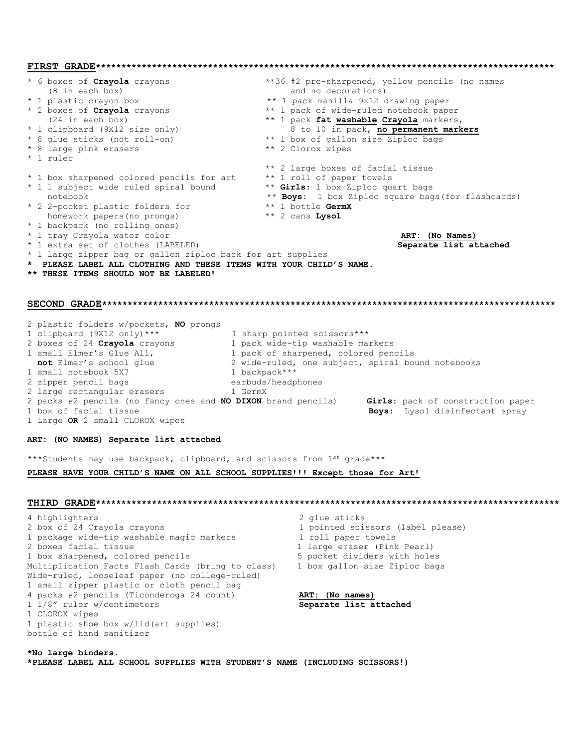## FIRST GRADE

* 6 boxes of **Crayola** crayons (8 in each box)
* 1 plastic crayon box
* 2 boxes of **Crayola** crayons (24 in each box)
* 1 clipboard (9X12 size only)
* 8 glue sticks (not roll-on)
* 8 large pink erasers
* 1 ruler
* 1 box sharpened colored pencils for art
* 1 1 subject wide ruled spiral bound notebook
* 2 2-pocket plastic folders for homework papers(no prongs)
* 1 backpack (no rolling ones)
* 1 tray Crayola water color
* 1 extra set of clothes (LABELED)
* 1 large zipper bag or gallon ziploc back for art supplies

** 36 #2 pre-sharpened, yellow pencils (no names and no decorations)
** 1 pack manilla 9x12 drawing paper
** 1 pack of wide-ruled notebook paper
** 1 pack **fat washable Crayola** markers, 8 to 10 in pack, **no permanent markers**
** 1 box of gallon size Ziploc bags
** 2 Clorox wipes
** 2 large boxes of facial tissue
** 1 roll of paper towels
** **Girls:** 1 box Ziploc quart bags
** **Boys:** 1 box Ziploc square bags(for flashcards)
** 1 bottle **GermX**
** 2 cans **Lysol**

**ART: (No Names)**
**Separate list attached**

**\* PLEASE LABEL ALL CLOTHING AND THESE ITEMS WITH YOUR CHILD'S NAME.**
**\*\* THESE ITEMS SHOULD NOT BE LABELED!**

## SECOND GRADE

2 plastic folders w/pockets, **NO** prongs
1 clipboard (9X12 only)***
2 boxes of 24 **Crayola** crayons
1 small Elmer's Glue All, **not** Elmer's school glue
1 small notebook 5X7
2 zipper pencil bags
2 large rectangular erasers
2 packs #2 pencils (no fancy ones and **NO DIXON** brand pencils)
1 box of facial tissue
1 Large **OR** 2 small CLOROX wipes
1 sharp pointed scissors***
1 pack wide-tip washable markers
1 pack of sharpened, colored pencils
2 wide-ruled, one subject, spiral bound notebooks
1 backpack***
earbuds/headphones
1 GermX
**Girls:** pack of construction paper
**Boys:** Lysol disinfectant spray

**ART: (NO NAMES) Separate list attached**

***Students may use backpack, clipboard, and scissors from 1st grade***

**PLEASE HAVE YOUR CHILD'S NAME ON ALL SCHOOL SUPPLIES!!! Except those for Art!**

## THIRD GRADE

4 highlighters
2 box of 24 Crayola crayons
1 package wide-tip washable magic markers
2 boxes facial tissue
1 box sharpened, colored pencils
Multiplication Facts Flash Cards (bring to class)
Wide-ruled, looseleaf paper (no college-ruled)
1 small zipper plastic or cloth pencil bag
4 packs #2 pencils (Ticonderoga 24 count)
1 1/8" ruler w/centimeters
1 CLOROX wipes
1 plastic shoe box w/lid(art supplies)
bottle of hand sanitizer
2 glue sticks
1 pointed scissors (label please)
1 roll paper towels
1 large eraser (Pink Pearl)
5 pocket dividers with holes
1 box gallon size Ziploc bags

**ART: (No names)**
**Separate list attached**

**\*No large binders.**
**\*PLEASE LABEL ALL SCHOOL SUPPLIES WITH STUDENT'S NAME (INCLUDING SCISSORS!)**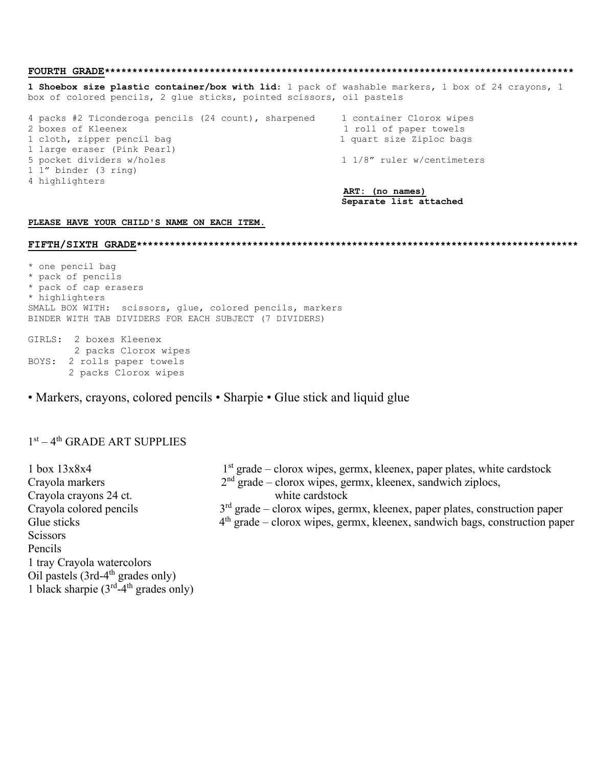**FOURTH GRADE**\*\*\*\*\*\*\*\*\*\*\*\*\*\*\*\*\*\*\*\*\*\*\*\*\*\*\*\*\*\*\*\*\*\*\*\*\*\*\*\*\*\*\*\*\*\*\*\*\*\*\*\*\*\*\*\*\*\*\*\*\*\*\*\*\*\*\*\*\*\*\*\*\*\*\*\*\*\*\*\*\*\*\*\*\*\*

**1 Shoebox size plastic container/box with lid**: 1 pack of washable markers, 1 box of 24 crayons, 1 box of colored pencils, 2 glue sticks, pointed scissors, oil pastels

4 packs #2 Ticonderoga pencils (24 count), sharpened
2 boxes of Kleenex
1 cloth, zipper pencil bag
1 large eraser (Pink Pearl)
5 pocket dividers w/holes
1 1" binder (3 ring)
4 highlighters

1 container Clorox wipes
1 roll of paper towels
1 quart size Ziploc bags

1 1/8" ruler w/centimeters

**ART: (no names)**
**Separate list attached**

**PLEASE HAVE YOUR CHILD'S NAME ON EACH ITEM.**

**FIFTH/SIXTH GRADE**\*\*\*\*\*\*\*\*\*\*\*\*\*\*\*\*\*\*\*\*\*\*\*\*\*\*\*\*\*\*\*\*\*\*\*\*\*\*\*\*\*\*\*\*\*\*\*\*\*\*\*\*\*\*\*\*\*\*\*\*\*\*\*\*\*\*\*\*\*\*\*\*\*\*\*\*\*\*\*\*\*

\* one pencil bag
\* pack of pencils
\* pack of cap erasers
\* highlighters
SMALL BOX WITH: scissors, glue, colored pencils, markers
BINDER WITH TAB DIVIDERS FOR EACH SUBJECT (7 DIVIDERS)

GIRLS: 2 boxes Kleenex
2 packs Clorox wipes
BOYS: 2 rolls paper towels
2 packs Clorox wipes

• Markers, crayons, colored pencils • Sharpie • Glue stick and liquid glue

1st – 4th GRADE ART SUPPLIES

1 box 13x8x4
Crayola markers
Crayola crayons 24 ct.
Crayola colored pencils
Glue sticks
Scissors
Pencils
1 tray Crayola watercolors
Oil pastels (3rd-4th grades only)
1 black sharpie (3rd-4th grades only)

1st grade – clorox wipes, germx, kleenex, paper plates, white cardstock
2nd grade – clorox wipes, germx, kleenex, sandwich ziplocs, white cardstock
3rd grade – clorox wipes, germx, kleenex, paper plates, construction paper
4th grade – clorox wipes, germx, kleenex, sandwich bags, construction paper